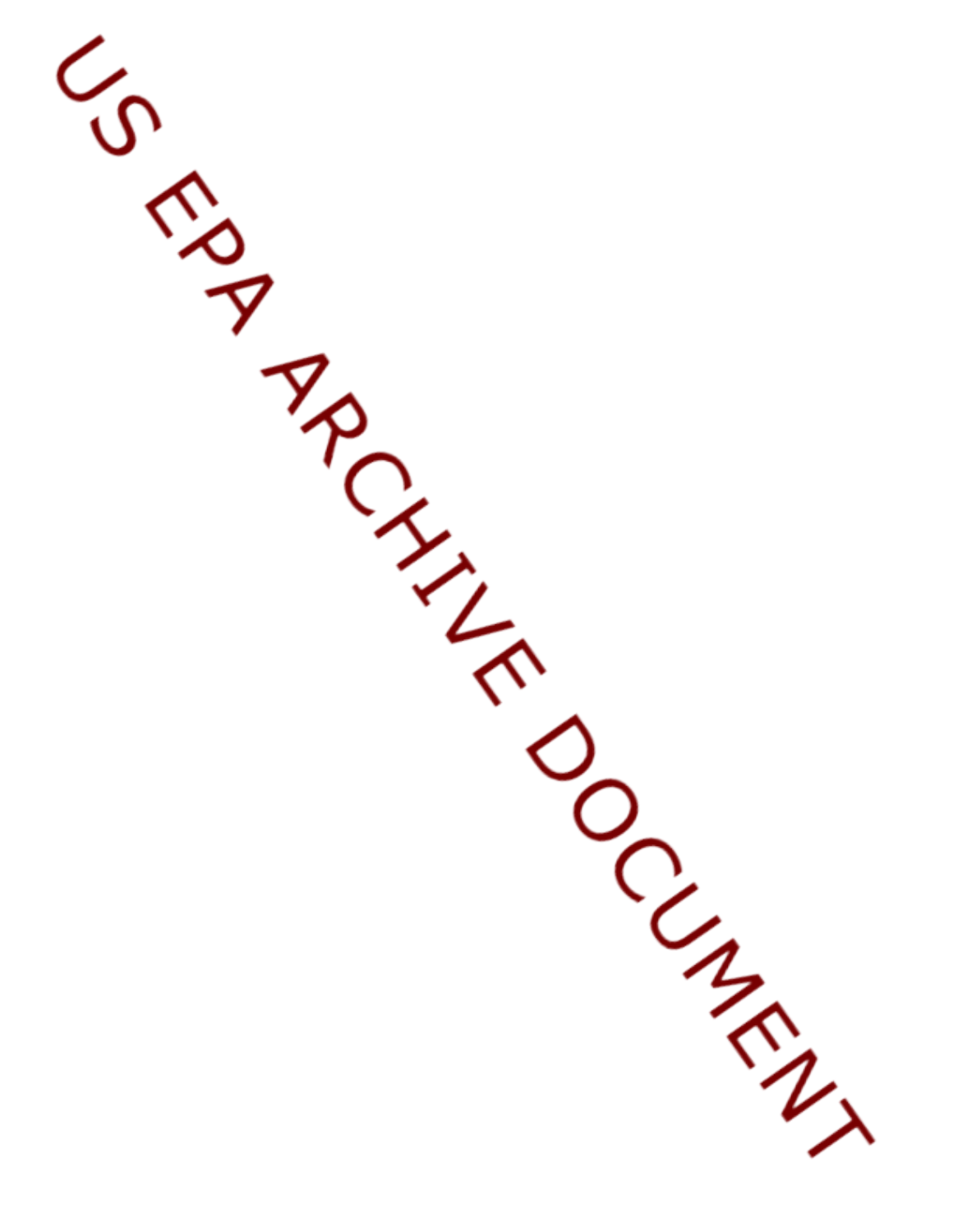US EPA ARCHIVE DOCUMENT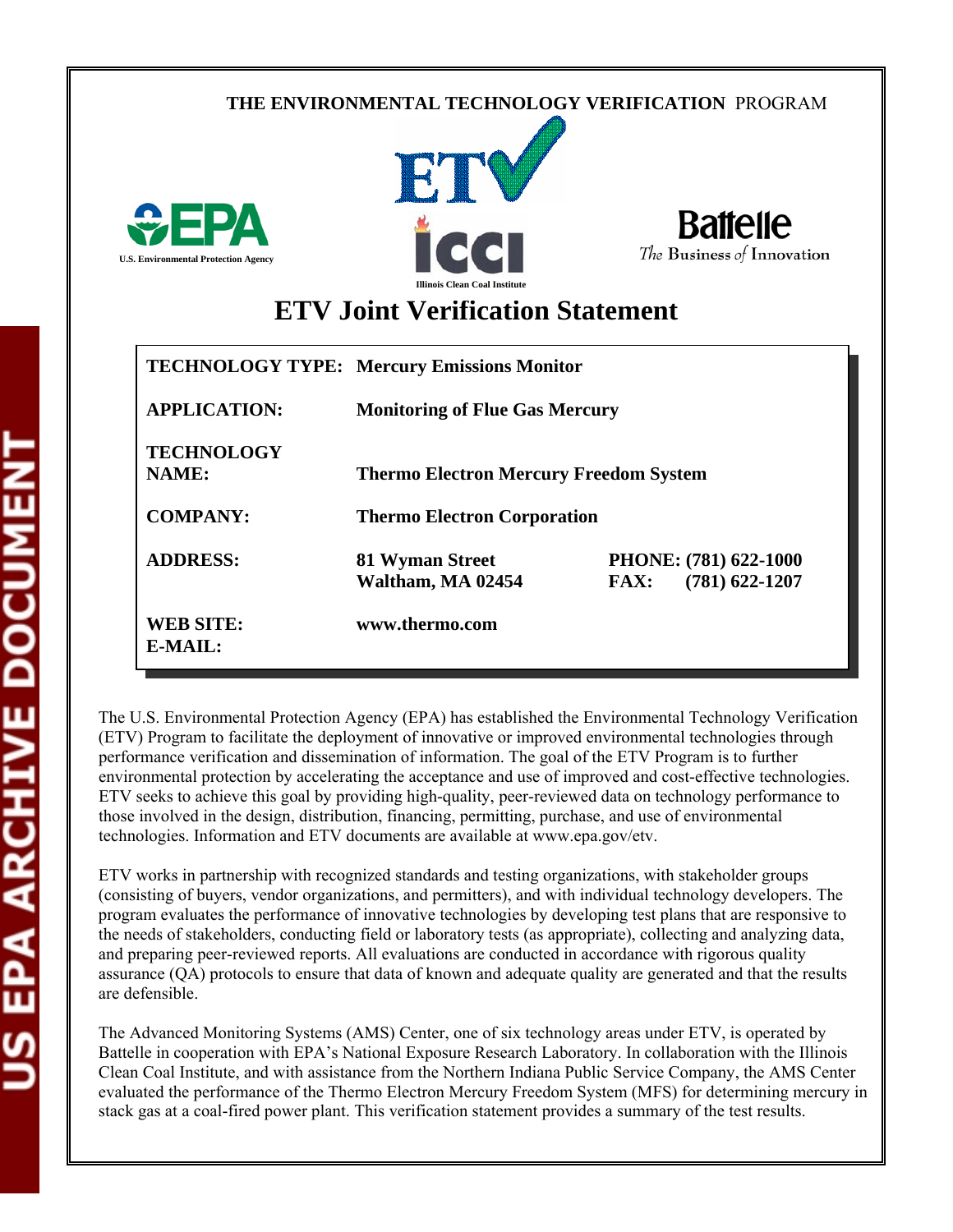THE ENVIRONMENTAL TECHNOLOGY VERIFICATION PROGRAM

U.S. Environmental Protection Agency

Illinois Clean Coal Institute

Battelle
The Business of Innovation

# ETV Joint Verification Statement

| | | |
|---|---|---|
| **TECHNOLOGY TYPE:** | **Mercury Emissions Monitor** | |
| **APPLICATION:** | **Monitoring of Flue Gas Mercury** | |
| **TECHNOLOGY NAME:** | **Thermo Electron Mercury Freedom System** | |
| **COMPANY:** | **Thermo Electron Corporation** | |
| **ADDRESS:** | **81 Wyman Street**<br>**Waltham, MA 02454** | **PHONE: (781) 622-1000**<br>**FAX: (781) 622-1207** |
| **WEB SITE:**<br>**E-MAIL:** | **www.thermo.com** | |

The U.S. Environmental Protection Agency (EPA) has established the Environmental Technology Verification (ETV) Program to facilitate the deployment of innovative or improved environmental technologies through performance verification and dissemination of information. The goal of the ETV Program is to further environmental protection by accelerating the acceptance and use of improved and cost-effective technologies. ETV seeks to achieve this goal by providing high-quality, peer-reviewed data on technology performance to those involved in the design, distribution, financing, permitting, purchase, and use of environmental technologies. Information and ETV documents are available at www.epa.gov/etv.

ETV works in partnership with recognized standards and testing organizations, with stakeholder groups (consisting of buyers, vendor organizations, and permitters), and with individual technology developers. The program evaluates the performance of innovative technologies by developing test plans that are responsive to the needs of stakeholders, conducting field or laboratory tests (as appropriate), collecting and analyzing data, and preparing peer-reviewed reports. All evaluations are conducted in accordance with rigorous quality assurance (QA) protocols to ensure that data of known and adequate quality are generated and that the results are defensible.

The Advanced Monitoring Systems (AMS) Center, one of six technology areas under ETV, is operated by Battelle in cooperation with EPA's National Exposure Research Laboratory. In collaboration with the Illinois Clean Coal Institute, and with assistance from the Northern Indiana Public Service Company, the AMS Center evaluated the performance of the Thermo Electron Mercury Freedom System (MFS) for determining mercury in stack gas at a coal-fired power plant. This verification statement provides a summary of the test results.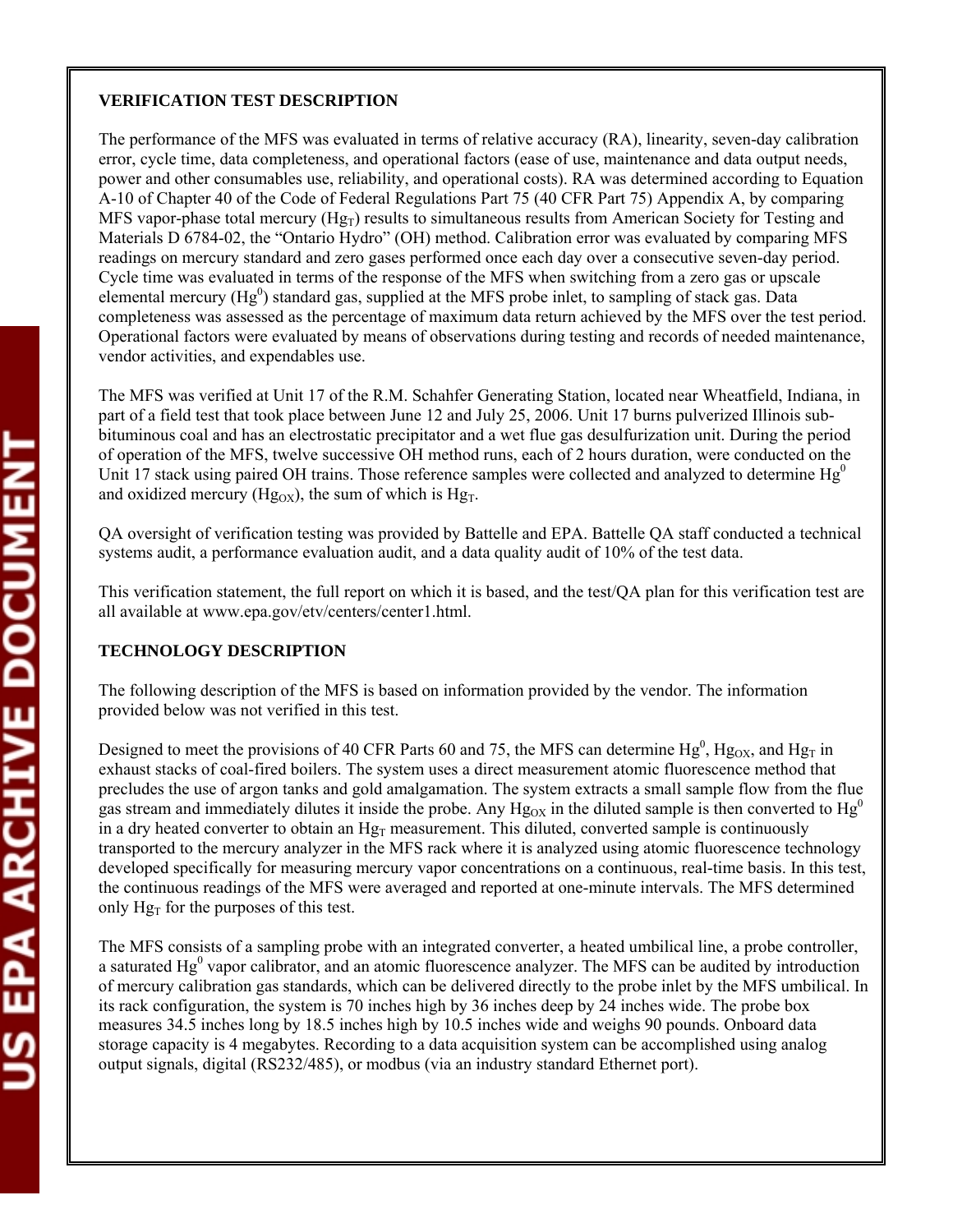**VERIFICATION TEST DESCRIPTION**

The performance of the MFS was evaluated in terms of relative accuracy (RA), linearity, seven-day calibration error, cycle time, data completeness, and operational factors (ease of use, maintenance and data output needs, power and other consumables use, reliability, and operational costs). RA was determined according to Equation A-10 of Chapter 40 of the Code of Federal Regulations Part 75 (40 CFR Part 75) Appendix A, by comparing MFS vapor-phase total mercury ($Hg_T$) results to simultaneous results from American Society for Testing and Materials D 6784-02, the "Ontario Hydro" (OH) method. Calibration error was evaluated by comparing MFS readings on mercury standard and zero gases performed once each day over a consecutive seven-day period. Cycle time was evaluated in terms of the response of the MFS when switching from a zero gas or upscale elemental mercury ($Hg^0$) standard gas, supplied at the MFS probe inlet, to sampling of stack gas. Data completeness was assessed as the percentage of maximum data return achieved by the MFS over the test period. Operational factors were evaluated by means of observations during testing and records of needed maintenance, vendor activities, and expendables use.

The MFS was verified at Unit 17 of the R.M. Schahfer Generating Station, located near Wheatfield, Indiana, in part of a field test that took place between June 12 and July 25, 2006. Unit 17 burns pulverized Illinois sub-bituminous coal and has an electrostatic precipitator and a wet flue gas desulfurization unit. During the period of operation of the MFS, twelve successive OH method runs, each of 2 hours duration, were conducted on the Unit 17 stack using paired OH trains. Those reference samples were collected and analyzed to determine $Hg^0$ and oxidized mercury ($Hg_{OX}$), the sum of which is $Hg_T$.

QA oversight of verification testing was provided by Battelle and EPA. Battelle QA staff conducted a technical systems audit, a performance evaluation audit, and a data quality audit of 10% of the test data.

This verification statement, the full report on which it is based, and the test/QA plan for this verification test are all available at www.epa.gov/etv/centers/center1.html.

**TECHNOLOGY DESCRIPTION**

The following description of the MFS is based on information provided by the vendor. The information provided below was not verified in this test.

Designed to meet the provisions of 40 CFR Parts 60 and 75, the MFS can determine $Hg^0$, $Hg_{OX}$, and $Hg_T$ in exhaust stacks of coal-fired boilers. The system uses a direct measurement atomic fluorescence method that precludes the use of argon tanks and gold amalgamation. The system extracts a small sample flow from the flue gas stream and immediately dilutes it inside the probe. Any $Hg_{OX}$ in the diluted sample is then converted to $Hg^0$ in a dry heated converter to obtain an $Hg_T$ measurement. This diluted, converted sample is continuously transported to the mercury analyzer in the MFS rack where it is analyzed using atomic fluorescence technology developed specifically for measuring mercury vapor concentrations on a continuous, real-time basis. In this test, the continuous readings of the MFS were averaged and reported at one-minute intervals. The MFS determined only $Hg_T$ for the purposes of this test.

The MFS consists of a sampling probe with an integrated converter, a heated umbilical line, a probe controller, a saturated $Hg^0$ vapor calibrator, and an atomic fluorescence analyzer. The MFS can be audited by introduction of mercury calibration gas standards, which can be delivered directly to the probe inlet by the MFS umbilical. In its rack configuration, the system is 70 inches high by 36 inches deep by 24 inches wide. The probe box measures 34.5 inches long by 18.5 inches high by 10.5 inches wide and weighs 90 pounds. Onboard data storage capacity is 4 megabytes. Recording to a data acquisition system can be accomplished using analog output signals, digital (RS232/485), or modbus (via an industry standard Ethernet port).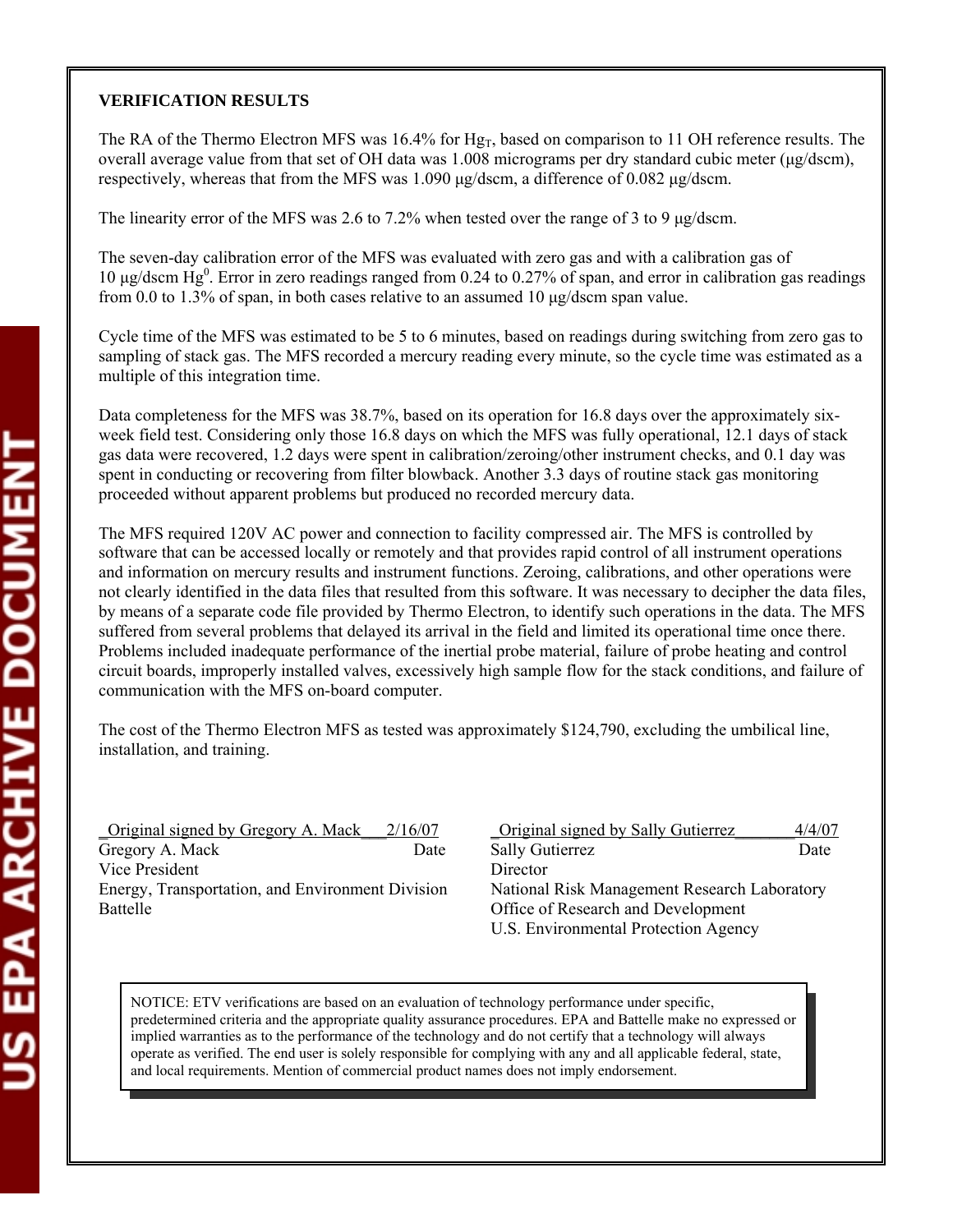**VERIFICATION RESULTS**

The RA of the Thermo Electron MFS was 16.4% for $Hg_T$, based on comparison to 11 OH reference results. The overall average value from that set of OH data was 1.008 micrograms per dry standard cubic meter (μg/dscm), respectively, whereas that from the MFS was 1.090 μg/dscm, a difference of 0.082 μg/dscm.

The linearity error of the MFS was 2.6 to 7.2% when tested over the range of 3 to 9 μg/dscm.

The seven-day calibration error of the MFS was evaluated with zero gas and with a calibration gas of 10 μg/dscm $Hg^0$. Error in zero readings ranged from 0.24 to 0.27% of span, and error in calibration gas readings from 0.0 to 1.3% of span, in both cases relative to an assumed 10 μg/dscm span value.

Cycle time of the MFS was estimated to be 5 to 6 minutes, based on readings during switching from zero gas to sampling of stack gas. The MFS recorded a mercury reading every minute, so the cycle time was estimated as a multiple of this integration time.

Data completeness for the MFS was 38.7%, based on its operation for 16.8 days over the approximately six-week field test. Considering only those 16.8 days on which the MFS was fully operational, 12.1 days of stack gas data were recovered, 1.2 days were spent in calibration/zeroing/other instrument checks, and 0.1 day was spent in conducting or recovering from filter blowback. Another 3.3 days of routine stack gas monitoring proceeded without apparent problems but produced no recorded mercury data.

The MFS required 120V AC power and connection to facility compressed air. The MFS is controlled by software that can be accessed locally or remotely and that provides rapid control of all instrument operations and information on mercury results and instrument functions. Zeroing, calibrations, and other operations were not clearly identified in the data files that resulted from this software. It was necessary to decipher the data files, by means of a separate code file provided by Thermo Electron, to identify such operations in the data. The MFS suffered from several problems that delayed its arrival in the field and limited its operational time once there. Problems included inadequate performance of the inertial probe material, failure of probe heating and control circuit boards, improperly installed valves, excessively high sample flow for the stack conditions, and failure of communication with the MFS on-board computer.

The cost of the Thermo Electron MFS as tested was approximately $124,790, excluding the umbilical line, installation, and training.

_Original signed by Gregory A. Mack___ 2/16/07
Gregory A. Mack — Date
Vice President
Energy, Transportation, and Environment Division
Battelle

_Original signed by Sally Gutierrez_______ 4/4/07
Sally Gutierrez — Date
Director
National Risk Management Research Laboratory
Office of Research and Development
U.S. Environmental Protection Agency

NOTICE: ETV verifications are based on an evaluation of technology performance under specific, predetermined criteria and the appropriate quality assurance procedures. EPA and Battelle make no expressed or implied warranties as to the performance of the technology and do not certify that a technology will always operate as verified. The end user is solely responsible for complying with any and all applicable federal, state, and local requirements. Mention of commercial product names does not imply endorsement.